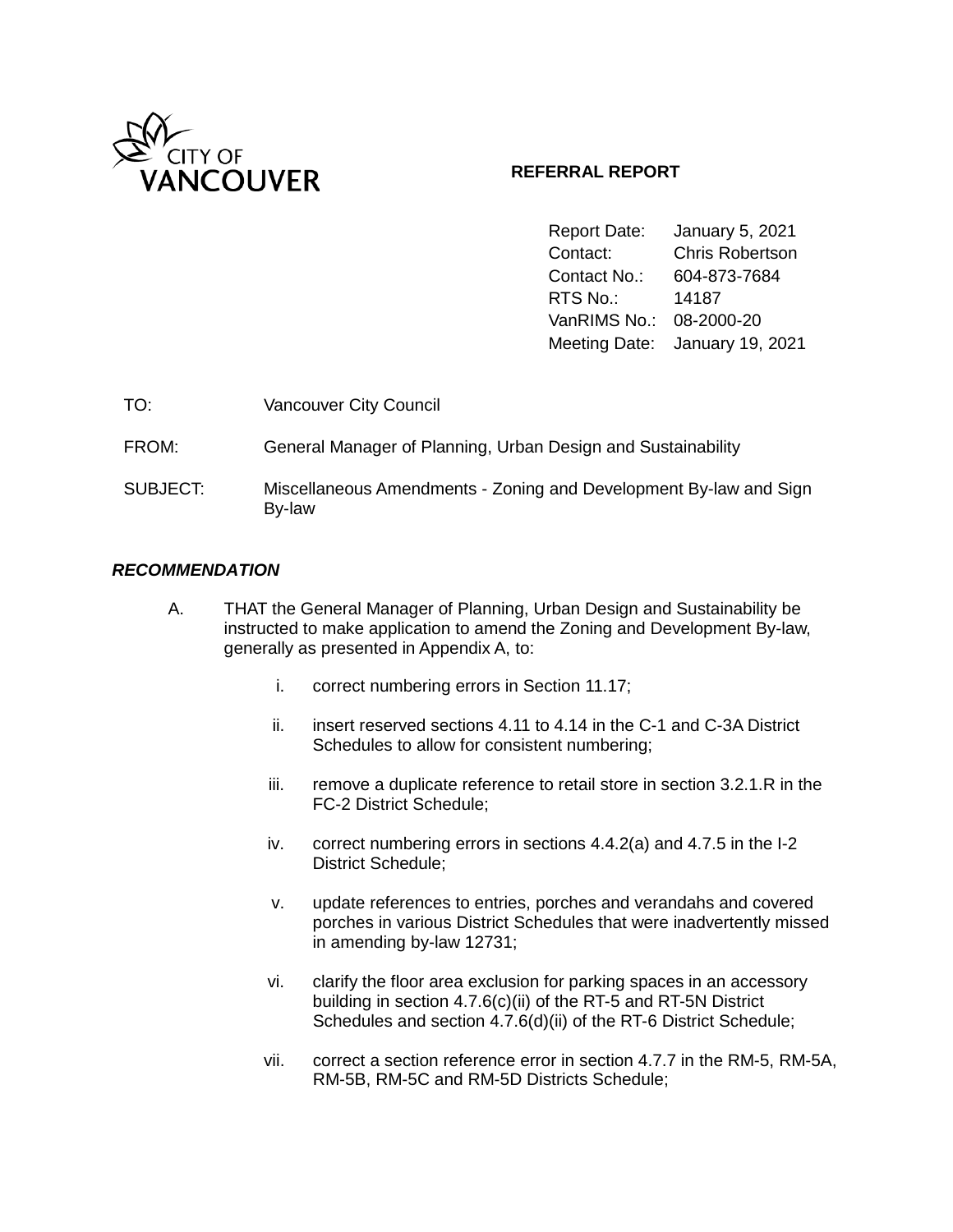CITY OF VANCOUVER

**REFERRAL REPORT**

| | |
|---|---|
| Report Date: | January 5, 2021 |
| Contact: | Chris Robertson |
| Contact No.: | 604-873-7684 |
| RTS No.: | 14187 |
| VanRIMS No.: | 08-2000-20 |
| Meeting Date: | January 19, 2021 |

TO: Vancouver City Council

FROM: General Manager of Planning, Urban Design and Sustainability

SUBJECT: Miscellaneous Amendments - Zoning and Development By-law and Sign By-law

***RECOMMENDATION***

A. THAT the General Manager of Planning, Urban Design and Sustainability be instructed to make application to amend the Zoning and Development By-law, generally as presented in Appendix A, to:

   i. correct numbering errors in Section 11.17;

   ii. insert reserved sections 4.11 to 4.14 in the C-1 and C-3A District Schedules to allow for consistent numbering;

   iii. remove a duplicate reference to retail store in section 3.2.1.R in the FC-2 District Schedule;

   iv. correct numbering errors in sections 4.4.2(a) and 4.7.5 in the I-2 District Schedule;

   v. update references to entries, porches and verandahs and covered porches in various District Schedules that were inadvertently missed in amending by-law 12731;

   vi. clarify the floor area exclusion for parking spaces in an accessory building in section 4.7.6(c)(ii) of the RT-5 and RT-5N District Schedules and section 4.7.6(d)(ii) of the RT-6 District Schedule;

   vii. correct a section reference error in section 4.7.7 in the RM-5, RM-5A, RM-5B, RM-5C and RM-5D Districts Schedule;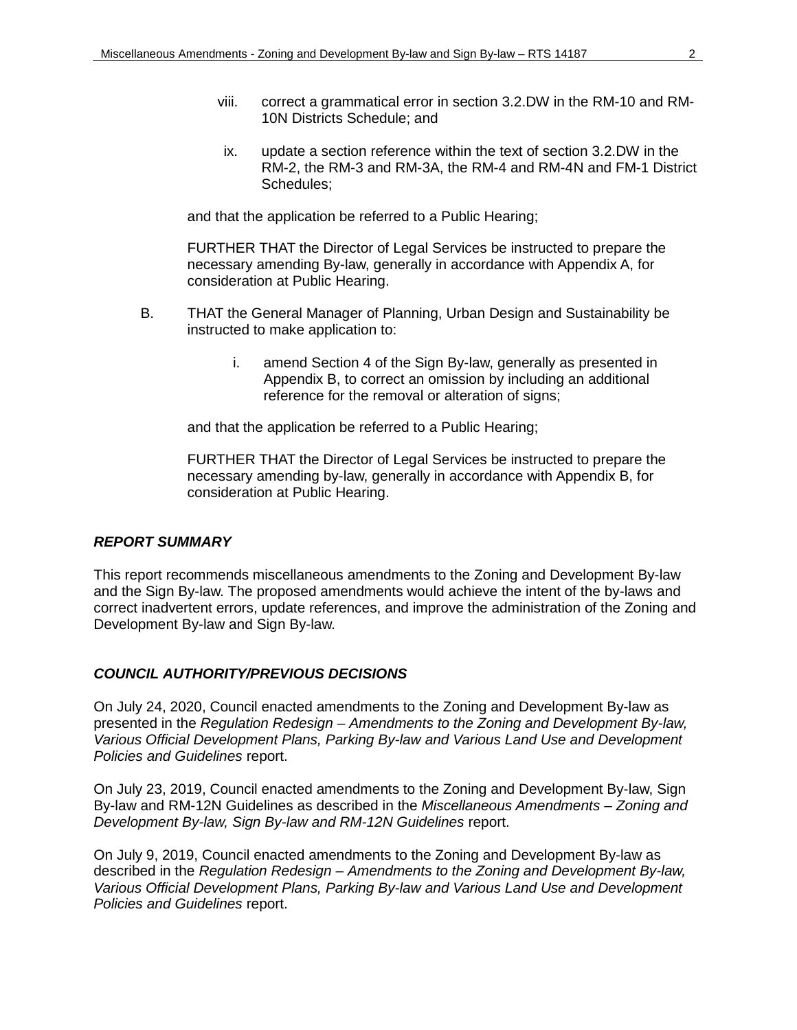viii. correct a grammatical error in section 3.2.DW in the RM-10 and RM-10N Districts Schedule; and

ix. update a section reference within the text of section 3.2.DW in the RM-2, the RM-3 and RM-3A, the RM-4 and RM-4N and FM-1 District Schedules;

and that the application be referred to a Public Hearing;

FURTHER THAT the Director of Legal Services be instructed to prepare the necessary amending By-law, generally in accordance with Appendix A, for consideration at Public Hearing.

B. THAT the General Manager of Planning, Urban Design and Sustainability be instructed to make application to:

i. amend Section 4 of the Sign By-law, generally as presented in Appendix B, to correct an omission by including an additional reference for the removal or alteration of signs;

and that the application be referred to a Public Hearing;

FURTHER THAT the Director of Legal Services be instructed to prepare the necessary amending by-law, generally in accordance with Appendix B, for consideration at Public Hearing.

### *REPORT SUMMARY*

This report recommends miscellaneous amendments to the Zoning and Development By-law and the Sign By-law. The proposed amendments would achieve the intent of the by-laws and correct inadvertent errors, update references, and improve the administration of the Zoning and Development By-law and Sign By-law.

### *COUNCIL AUTHORITY/PREVIOUS DECISIONS*

On July 24, 2020, Council enacted amendments to the Zoning and Development By-law as presented in the *Regulation Redesign – Amendments to the Zoning and Development By-law, Various Official Development Plans, Parking By-law and Various Land Use and Development Policies and Guidelines* report.

On July 23, 2019, Council enacted amendments to the Zoning and Development By-law, Sign By-law and RM-12N Guidelines as described in the *Miscellaneous Amendments – Zoning and Development By-law, Sign By-law and RM-12N Guidelines* report.

On July 9, 2019, Council enacted amendments to the Zoning and Development By-law as described in the *Regulation Redesign – Amendments to the Zoning and Development By-law, Various Official Development Plans, Parking By-law and Various Land Use and Development Policies and Guidelines* report.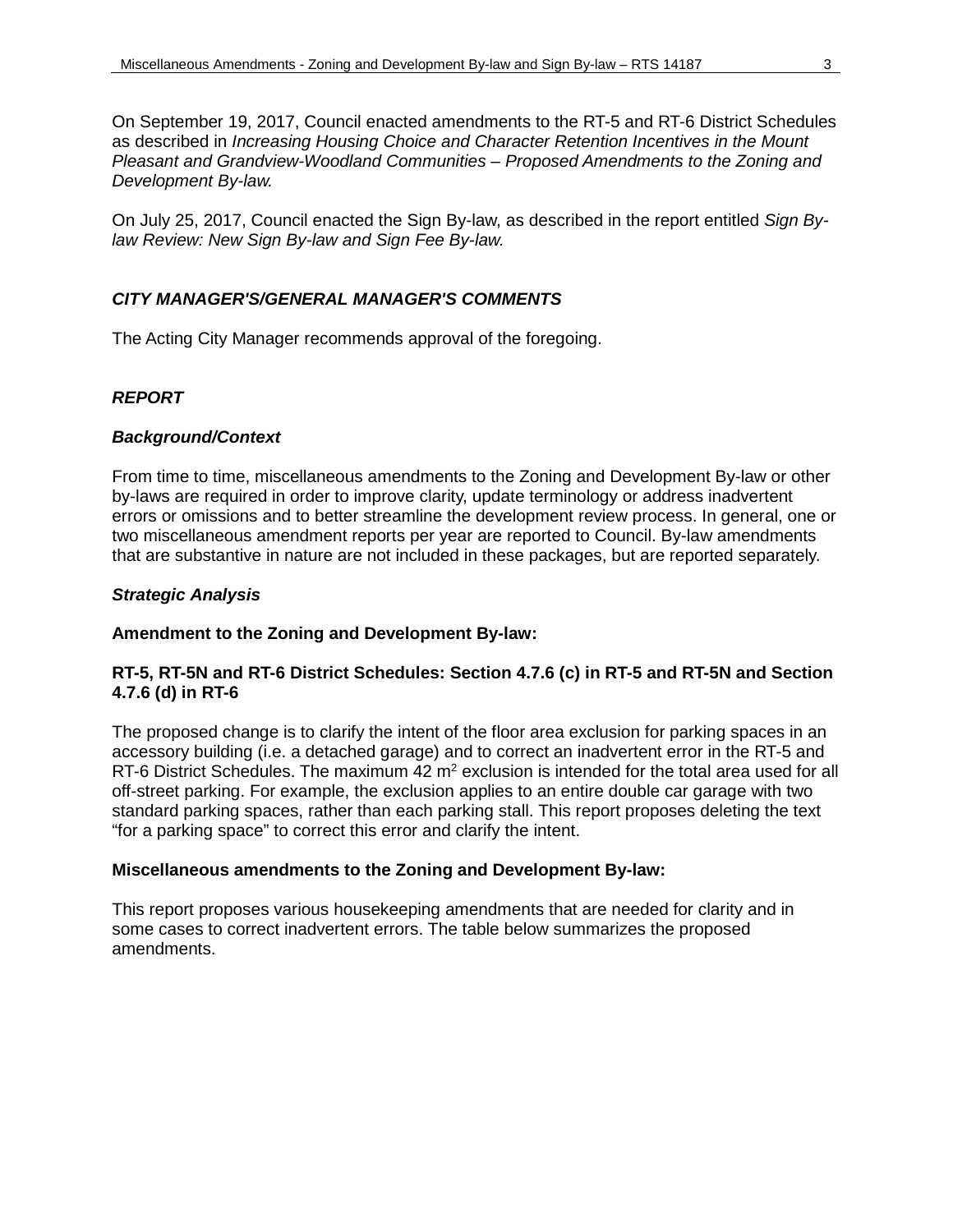On September 19, 2017, Council enacted amendments to the RT-5 and RT-6 District Schedules as described in *Increasing Housing Choice and Character Retention Incentives in the Mount Pleasant and Grandview-Woodland Communities – Proposed Amendments to the Zoning and Development By-law.*

On July 25, 2017, Council enacted the Sign By-law, as described in the report entitled *Sign By-law Review: New Sign By-law and Sign Fee By-law.*

## *CITY MANAGER'S/GENERAL MANAGER'S COMMENTS*

The Acting City Manager recommends approval of the foregoing.

## *REPORT*

### *Background/Context*

From time to time, miscellaneous amendments to the Zoning and Development By-law or other by-laws are required in order to improve clarity, update terminology or address inadvertent errors or omissions and to better streamline the development review process. In general, one or two miscellaneous amendment reports per year are reported to Council. By-law amendments that are substantive in nature are not included in these packages, but are reported separately.

### *Strategic Analysis*

**Amendment to the Zoning and Development By-law:**

**RT-5, RT-5N and RT-6 District Schedules: Section 4.7.6 (c) in RT-5 and RT-5N and Section 4.7.6 (d) in RT-6**

The proposed change is to clarify the intent of the floor area exclusion for parking spaces in an accessory building (i.e. a detached garage) and to correct an inadvertent error in the RT-5 and RT-6 District Schedules. The maximum 42 $m^2$ exclusion is intended for the total area used for all off-street parking. For example, the exclusion applies to an entire double car garage with two standard parking spaces, rather than each parking stall. This report proposes deleting the text “for a parking space” to correct this error and clarify the intent.

**Miscellaneous amendments to the Zoning and Development By-law:**

This report proposes various housekeeping amendments that are needed for clarity and in some cases to correct inadvertent errors. The table below summarizes the proposed amendments.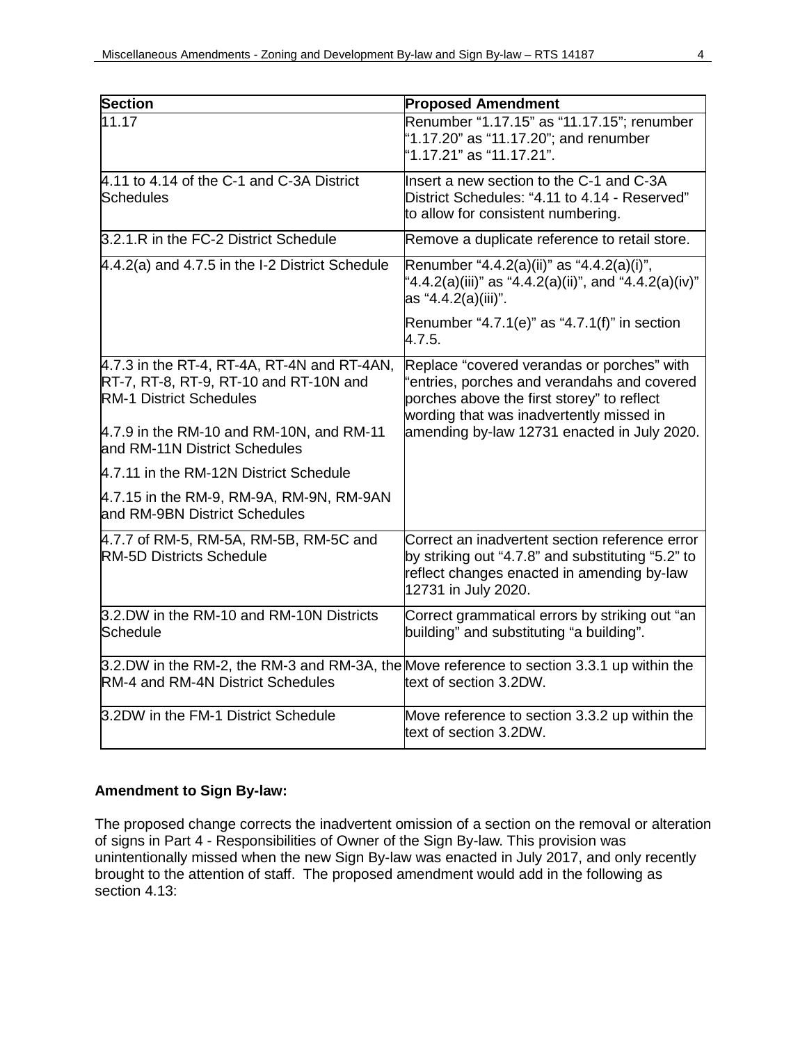| Section | Proposed Amendment |
| --- | --- |
| 11.17 | Renumber "1.17.15" as "11.17.15"; renumber "1.17.20" as "11.17.20"; and renumber "1.17.21" as "11.17.21". |
| 4.11 to 4.14 of the C-1 and C-3A District Schedules | Insert a new section to the C-1 and C-3A District Schedules: "4.11 to 4.14 - Reserved" to allow for consistent numbering. |
| 3.2.1.R in the FC-2 District Schedule | Remove a duplicate reference to retail store. |
| 4.4.2(a) and 4.7.5 in the I-2 District Schedule | Renumber "4.4.2(a)(ii)" as "4.4.2(a)(i)", "4.4.2(a)(iii)" as "4.4.2(a)(ii)", and "4.4.2(a)(iv)" as "4.4.2(a)(iii)".<br><br>Renumber "4.7.1(e)" as "4.7.1(f)" in section 4.7.5. |
| 4.7.3 in the RT-4, RT-4A, RT-4N and RT-4AN, RT-7, RT-8, RT-9, RT-10 and RT-10N and RM-1 District Schedules<br><br>4.7.9 in the RM-10 and RM-10N, and RM-11 and RM-11N District Schedules<br><br>4.7.11 in the RM-12N District Schedule<br><br>4.7.15 in the RM-9, RM-9A, RM-9N, RM-9AN and RM-9BN District Schedules | Replace "covered verandas or porches" with "entries, porches and verandahs and covered porches above the first storey" to reflect wording that was inadvertently missed in amending by-law 12731 enacted in July 2020. |
| 4.7.7 of RM-5, RM-5A, RM-5B, RM-5C and RM-5D Districts Schedule | Correct an inadvertent section reference error by striking out "4.7.8" and substituting "5.2" to reflect changes enacted in amending by-law 12731 in July 2020. |
| 3.2.DW in the RM-10 and RM-10N Districts Schedule | Correct grammatical errors by striking out "an building" and substituting "a building". |
| 3.2.DW in the RM-2, the RM-3 and RM-3A, the RM-4 and RM-4N District Schedules | Move reference to section 3.3.1 up within the text of section 3.2DW. |
| 3.2DW in the FM-1 District Schedule | Move reference to section 3.3.2 up within the text of section 3.2DW. |

**Amendment to Sign By-law:**

The proposed change corrects the inadvertent omission of a section on the removal or alteration of signs in Part 4 - Responsibilities of Owner of the Sign By-law. This provision was unintentionally missed when the new Sign By-law was enacted in July 2017, and only recently brought to the attention of staff. The proposed amendment would add in the following as section 4.13: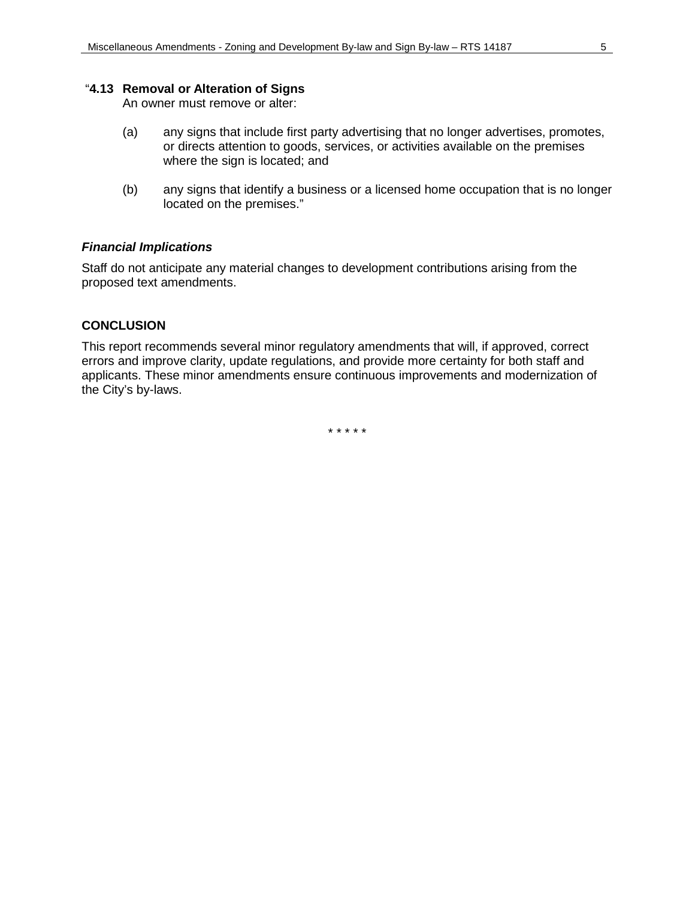"**4.13 Removal or Alteration of Signs**

An owner must remove or alter:

(a) any signs that include first party advertising that no longer advertises, promotes, or directs attention to goods, services, or activities available on the premises where the sign is located; and

(b) any signs that identify a business or a licensed home occupation that is no longer located on the premises."

***Financial Implications***

Staff do not anticipate any material changes to development contributions arising from the proposed text amendments.

## CONCLUSION

This report recommends several minor regulatory amendments that will, if approved, correct errors and improve clarity, update regulations, and provide more certainty for both staff and applicants. These minor amendments ensure continuous improvements and modernization of the City's by-laws.

\* \* \* \* \*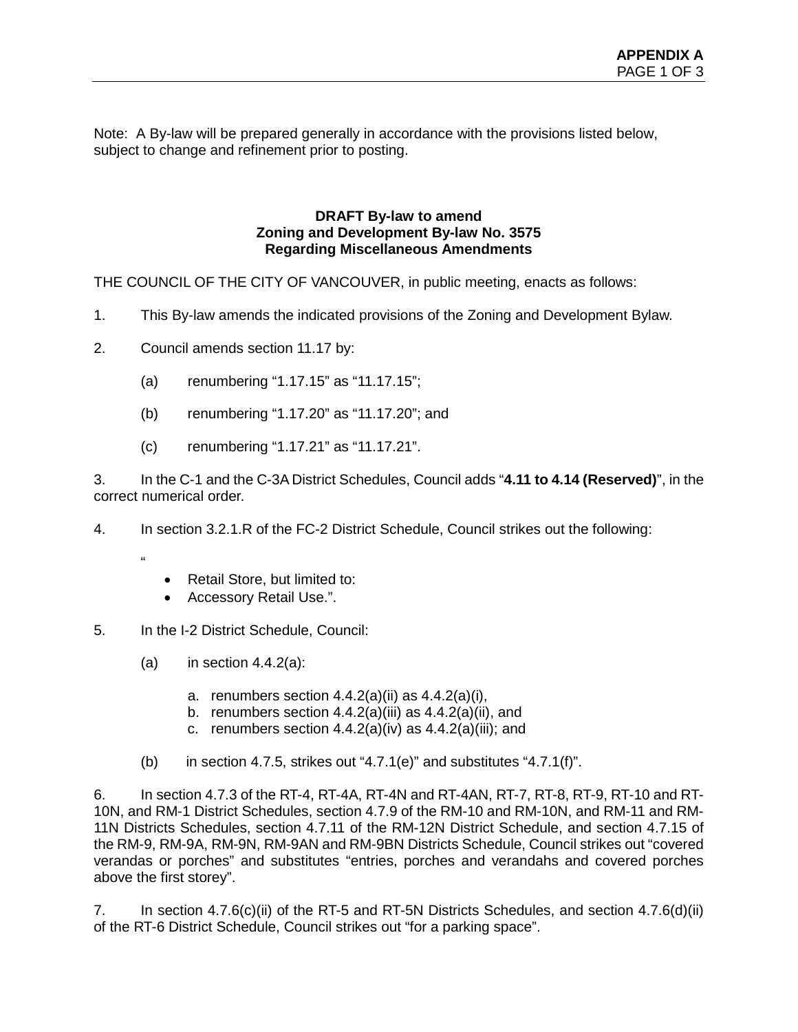Note: A By-law will be prepared generally in accordance with the provisions listed below, subject to change and refinement prior to posting.

**DRAFT By-law to amend**
**Zoning and Development By-law No. 3575**
**Regarding Miscellaneous Amendments**

THE COUNCIL OF THE CITY OF VANCOUVER, in public meeting, enacts as follows:

1. This By-law amends the indicated provisions of the Zoning and Development Bylaw.

2. Council amends section 11.17 by:

   (a) renumbering "1.17.15" as "11.17.15";

   (b) renumbering "1.17.20" as "11.17.20"; and

   (c) renumbering "1.17.21" as "11.17.21".

3. In the C-1 and the C-3A District Schedules, Council adds "**4.11 to 4.14 (Reserved)**", in the correct numerical order.

4. In section 3.2.1.R of the FC-2 District Schedule, Council strikes out the following:

   "
   - Retail Store, but limited to:
   - Accessory Retail Use.".

5. In the I-2 District Schedule, Council:

   (a) in section 4.4.2(a):

      a. renumbers section 4.4.2(a)(ii) as 4.4.2(a)(i),
      b. renumbers section 4.4.2(a)(iii) as 4.4.2(a)(ii), and
      c. renumbers section 4.4.2(a)(iv) as 4.4.2(a)(iii); and

   (b) in section 4.7.5, strikes out "4.7.1(e)" and substitutes "4.7.1(f)".

6. In section 4.7.3 of the RT-4, RT-4A, RT-4N and RT-4AN, RT-7, RT-8, RT-9, RT-10 and RT-10N, and RM-1 District Schedules, section 4.7.9 of the RM-10 and RM-10N, and RM-11 and RM-11N Districts Schedules, section 4.7.11 of the RM-12N District Schedule, and section 4.7.15 of the RM-9, RM-9A, RM-9N, RM-9AN and RM-9BN Districts Schedule, Council strikes out "covered verandas or porches" and substitutes "entries, porches and verandahs and covered porches above the first storey".

7. In section 4.7.6(c)(ii) of the RT-5 and RT-5N Districts Schedules, and section 4.7.6(d)(ii) of the RT-6 District Schedule, Council strikes out "for a parking space".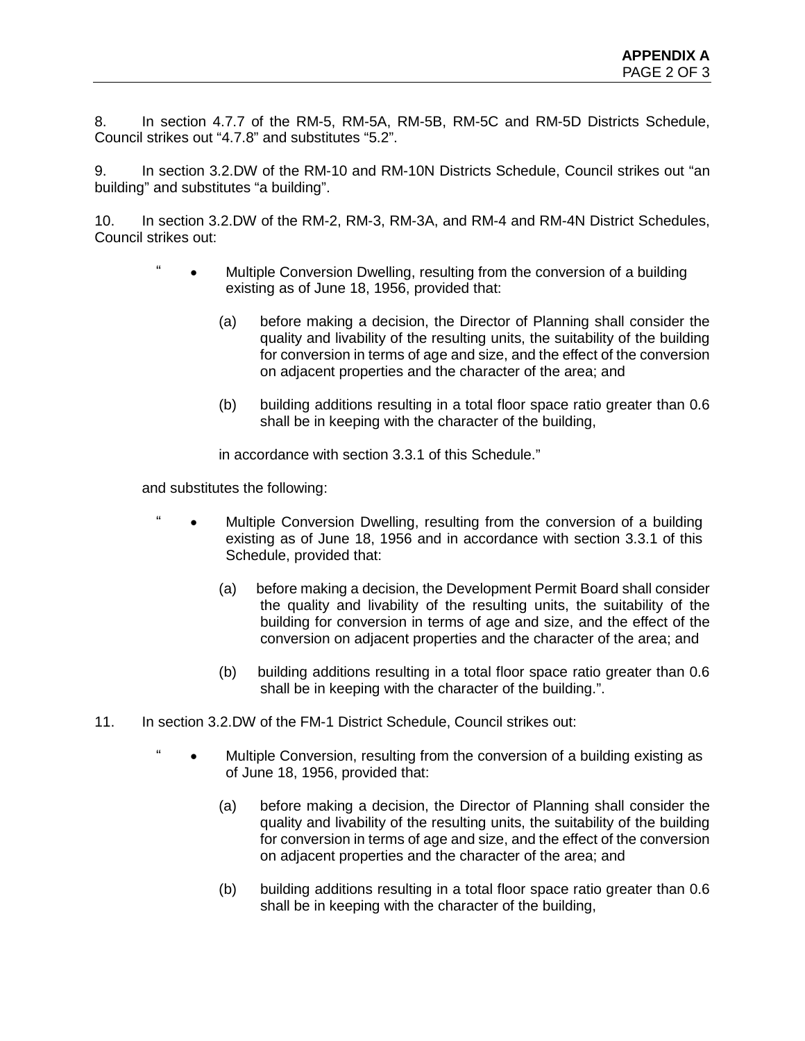8. In section 4.7.7 of the RM-5, RM-5A, RM-5B, RM-5C and RM-5D Districts Schedule, Council strikes out "4.7.8" and substitutes "5.2".

9. In section 3.2.DW of the RM-10 and RM-10N Districts Schedule, Council strikes out "an building" and substitutes "a building".

10. In section 3.2.DW of the RM-2, RM-3, RM-3A, and RM-4 and RM-4N District Schedules, Council strikes out:

> " • Multiple Conversion Dwelling, resulting from the conversion of a building existing as of June 18, 1956, provided that:
>
> (a) before making a decision, the Director of Planning shall consider the quality and livability of the resulting units, the suitability of the building for conversion in terms of age and size, and the effect of the conversion on adjacent properties and the character of the area; and
>
> (b) building additions resulting in a total floor space ratio greater than 0.6 shall be in keeping with the character of the building,
>
> in accordance with section 3.3.1 of this Schedule."

and substitutes the following:

> " • Multiple Conversion Dwelling, resulting from the conversion of a building existing as of June 18, 1956 and in accordance with section 3.3.1 of this Schedule, provided that:
>
> (a) before making a decision, the Development Permit Board shall consider the quality and livability of the resulting units, the suitability of the building for conversion in terms of age and size, and the effect of the conversion on adjacent properties and the character of the area; and
>
> (b) building additions resulting in a total floor space ratio greater than 0.6 shall be in keeping with the character of the building.".

11. In section 3.2.DW of the FM-1 District Schedule, Council strikes out:

> " • Multiple Conversion, resulting from the conversion of a building existing as of June 18, 1956, provided that:
>
> (a) before making a decision, the Director of Planning shall consider the quality and livability of the resulting units, the suitability of the building for conversion in terms of age and size, and the effect of the conversion on adjacent properties and the character of the area; and
>
> (b) building additions resulting in a total floor space ratio greater than 0.6 shall be in keeping with the character of the building,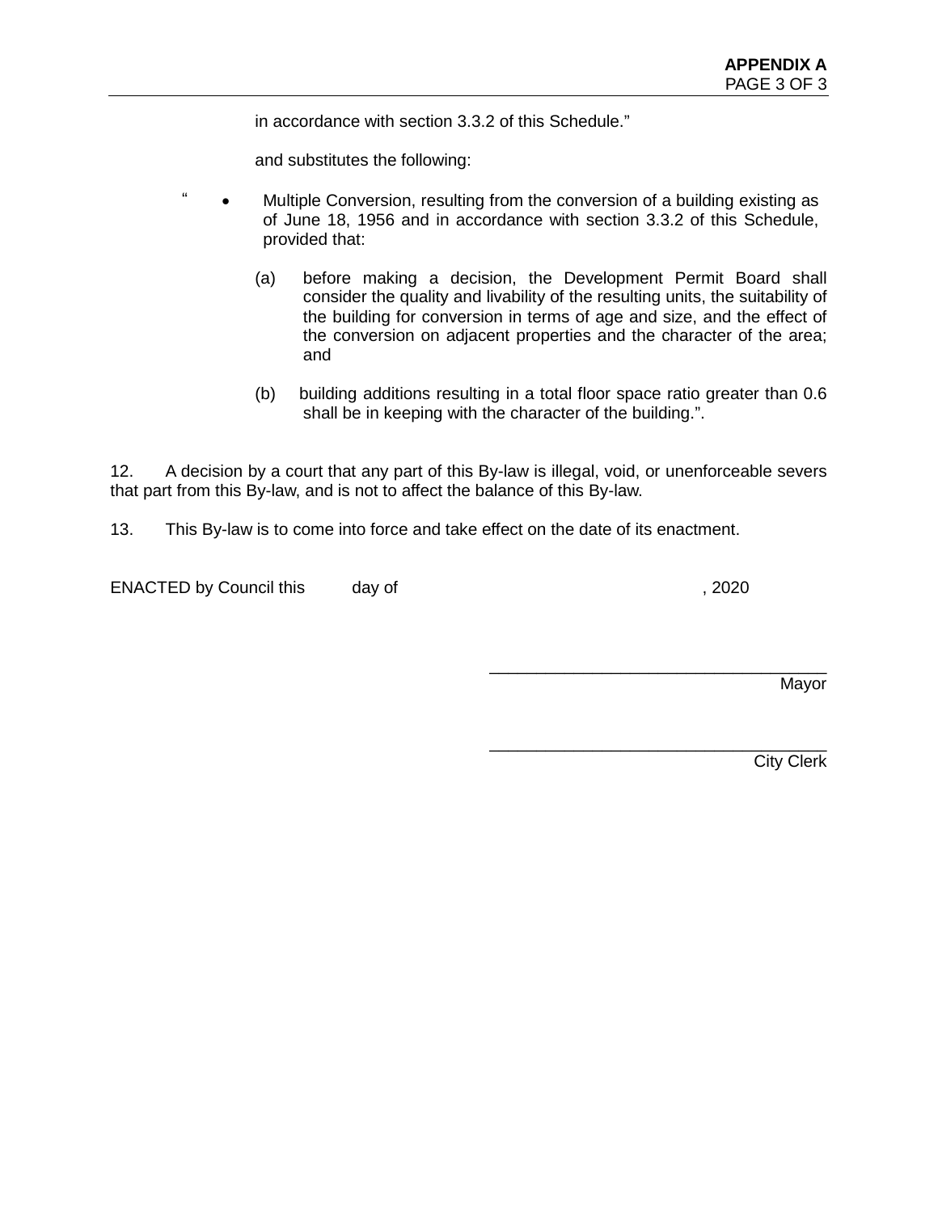in accordance with section 3.3.2 of this Schedule."

and substitutes the following:

" • Multiple Conversion, resulting from the conversion of a building existing as of June 18, 1956 and in accordance with section 3.3.2 of this Schedule, provided that:

(a) before making a decision, the Development Permit Board shall consider the quality and livability of the resulting units, the suitability of the building for conversion in terms of age and size, and the effect of the conversion on adjacent properties and the character of the area; and

(b) building additions resulting in a total floor space ratio greater than 0.6 shall be in keeping with the character of the building.".

12. A decision by a court that any part of this By-law is illegal, void, or unenforceable severs that part from this By-law, and is not to affect the balance of this By-law.

13. This By-law is to come into force and take effect on the date of its enactment.

ENACTED by Council this day of , 2020

___________________________________
Mayor

___________________________________
City Clerk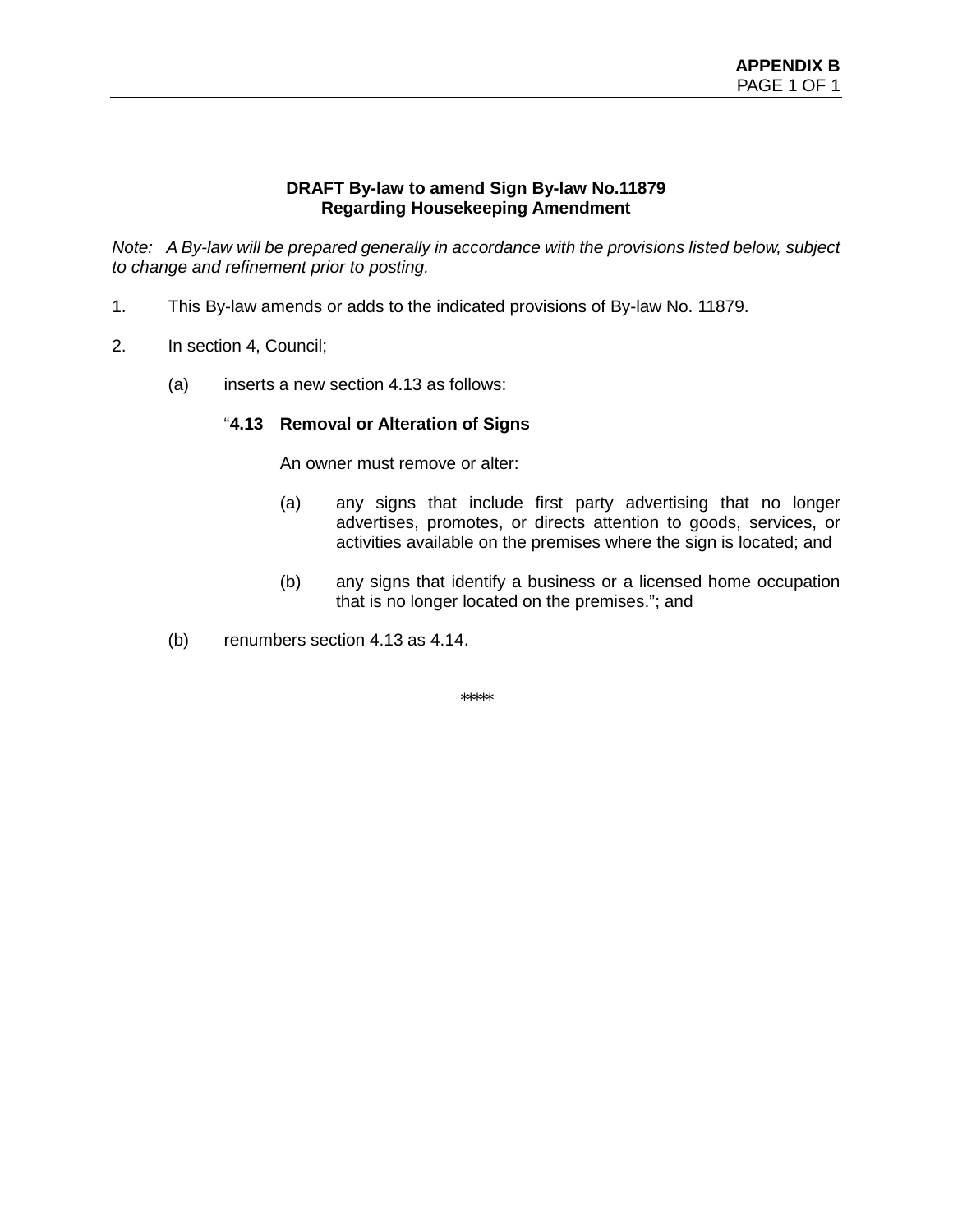**APPENDIX B**

**DRAFT By-law to amend Sign By-law No.11879**
**Regarding Housekeeping Amendment**

*Note: A By-law will be prepared generally in accordance with the provisions listed below, subject to change and refinement prior to posting.*

1. This By-law amends or adds to the indicated provisions of By-law No. 11879.

2. In section 4, Council;

   (a) inserts a new section 4.13 as follows:

   "**4.13 Removal or Alteration of Signs**

   An owner must remove or alter:

   (a) any signs that include first party advertising that no longer advertises, promotes, or directs attention to goods, services, or activities available on the premises where the sign is located; and

   (b) any signs that identify a business or a licensed home occupation that is no longer located on the premises."; and

   (b) renumbers section 4.13 as 4.14.

\*\*\*\*\*